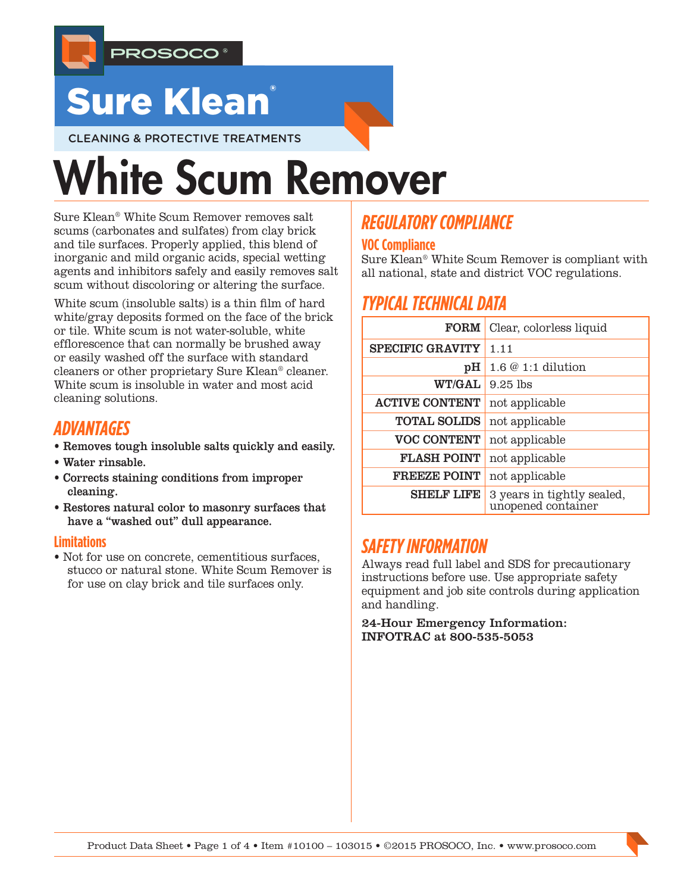PROSOCO®

# Sure Klean®

CLEANING & PROTECTIVE TREATMENTS

# White Scum Remover

Sure Klean® White Scum Remover removes salt scums (carbonates and sulfates) from clay brick and tile surfaces. Properly applied, this blend of inorganic and mild organic acids, special wetting agents and inhibitors safely and easily removes salt scum without discoloring or altering the surface.

White scum (insoluble salts) is a thin film of hard white/gray deposits formed on the face of the brick or tile. White scum is not water-soluble, white efflorescence that can normally be brushed away or easily washed off the surface with standard cleaners or other proprietary Sure Klean® cleaner. White scum is insoluble in water and most acid cleaning solutions.

## ADVANTAGES

- **Removes tough insoluble salts quickly and easily.**
- **Water rinsable.**
- **Corrects staining conditions from improper cleaning.**
- **Restores natural color to masonry surfaces that have a "washed out" dull appearance.**

### Limitations

- Not for use on concrete, cementitious surfaces, stucco or natural stone. White Scum Remover is for use on clay brick and tile surfaces only.

## REGULATORY COMPLIANCE

### VOC Compliance

Sure Klean® White Scum Remover is compliant with all national, state and district VOC regulations.

## TYPICAL TECHNICAL DATA

| | |
|---|---|
| **FORM** | Clear, colorless liquid |
| **SPECIFIC GRAVITY** | 1.11 |
| **pH** | 1.6 @ 1:1 dilution |
| **WT/GAL** | 9.25 lbs |
| **ACTIVE CONTENT** | not applicable |
| **TOTAL SOLIDS** | not applicable |
| **VOC CONTENT** | not applicable |
| **FLASH POINT** | not applicable |
| **FREEZE POINT** | not applicable |
| **SHELF LIFE** | 3 years in tightly sealed, unopened container |

## SAFETY INFORMATION

Always read full label and SDS for precautionary instructions before use. Use appropriate safety equipment and job site controls during application and handling.

**24-Hour Emergency Information:**
**INFOTRAC at 800-535-5053**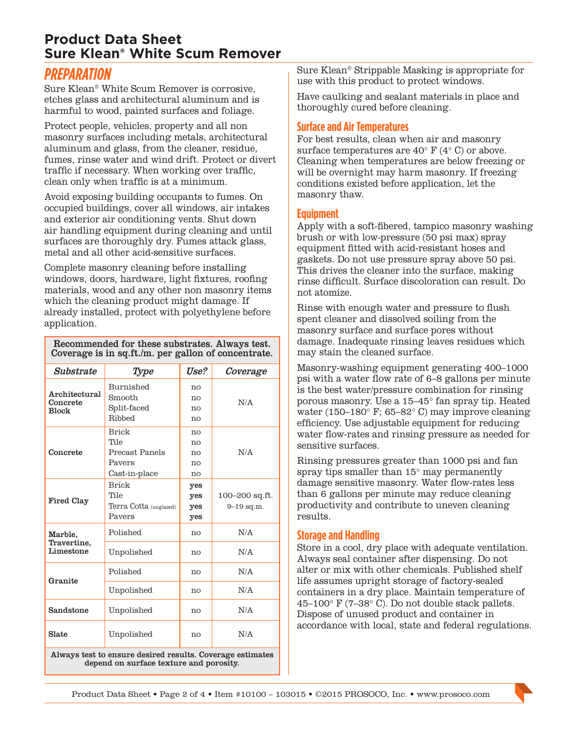# Product Data Sheet
# Sure Klean® White Scum Remover

## PREPARATION

Sure Klean® White Scum Remover is corrosive, etches glass and architectural aluminum and is harmful to wood, painted surfaces and foliage.

Protect people, vehicles, property and all non masonry surfaces including metals, architectural aluminum and glass, from the cleaner, residue, fumes, rinse water and wind drift. Protect or divert traffic if necessary. When working over traffic, clean only when traffic is at a minimum.

Avoid exposing building occupants to fumes. On occupied buildings, cover all windows, air intakes and exterior air conditioning vents. Shut down air handling equipment during cleaning and until surfaces are thoroughly dry. Fumes attack glass, metal and all other acid-sensitive surfaces.

Complete masonry cleaning before installing windows, doors, hardware, light fixtures, roofing materials, wood and any other non masonry items which the cleaning product might damage. If already installed, protect with polyethylene before application.

**Recommended for these substrates. Always test. Coverage is in sq.ft./m. per gallon of concentrate.**

| *Substrate* | *Type* | *Use?* | *Coverage* |
|---|---|---|---|
| **Architectural Concrete Block** | Burnished | no | N/A |
| | Smooth | no | |
| | Split-faced | no | |
| | Ribbed | no | |
| **Concrete** | Brick | no | N/A |
| | Tile | no | |
| | Precast Panels | no | |
| | Pavers | no | |
| | Cast-in-place | no | |
| **Fired Clay** | Brick | **yes** | 100–200 sq.ft. 9–19 sq.m. |
| | Tile | **yes** | |
| | Terra Cotta (unglazed) | **yes** | |
| | Pavers | **yes** | |
| **Marble, Travertine, Limestone** | Polished | no | N/A |
| | Unpolished | no | N/A |
| **Granite** | Polished | no | N/A |
| | Unpolished | no | N/A |
| **Sandstone** | Unpolished | no | N/A |
| **Slate** | Unpolished | no | N/A |

**Always test to ensure desired results. Coverage estimates depend on surface texture and porosity.**

Sure Klean® Strippable Masking is appropriate for use with this product to protect windows.

Have caulking and sealant materials in place and thoroughly cured before cleaning.

### Surface and Air Temperatures

For best results, clean when air and masonry surface temperatures are 40° F (4° C) or above. Cleaning when temperatures are below freezing or will be overnight may harm masonry. If freezing conditions existed before application, let the masonry thaw.

### Equipment

Apply with a soft-fibered, tampico masonry washing brush or with low-pressure (50 psi max) spray equipment fitted with acid-resistant hoses and gaskets. Do not use pressure spray above 50 psi. This drives the cleaner into the surface, making rinse difficult. Surface discoloration can result. Do not atomize.

Rinse with enough water and pressure to flush spent cleaner and dissolved soiling from the masonry surface and surface pores without damage. Inadequate rinsing leaves residues which may stain the cleaned surface.

Masonry-washing equipment generating 400–1000 psi with a water flow rate of 6–8 gallons per minute is the best water/pressure combination for rinsing porous masonry. Use a 15–45° fan spray tip. Heated water (150–180° F; 65–82° C) may improve cleaning efficiency. Use adjustable equipment for reducing water flow-rates and rinsing pressure as needed for sensitive surfaces.

Rinsing pressures greater than 1000 psi and fan spray tips smaller than 15° may permanently damage sensitive masonry. Water flow-rates less than 6 gallons per minute may reduce cleaning productivity and contribute to uneven cleaning results.

### Storage and Handling

Store in a cool, dry place with adequate ventilation. Always seal container after dispensing. Do not alter or mix with other chemicals. Published shelf life assumes upright storage of factory-sealed containers in a dry place. Maintain temperature of 45–100° F (7–38° C). Do not double stack pallets. Dispose of unused product and container in accordance with local, state and federal regulations.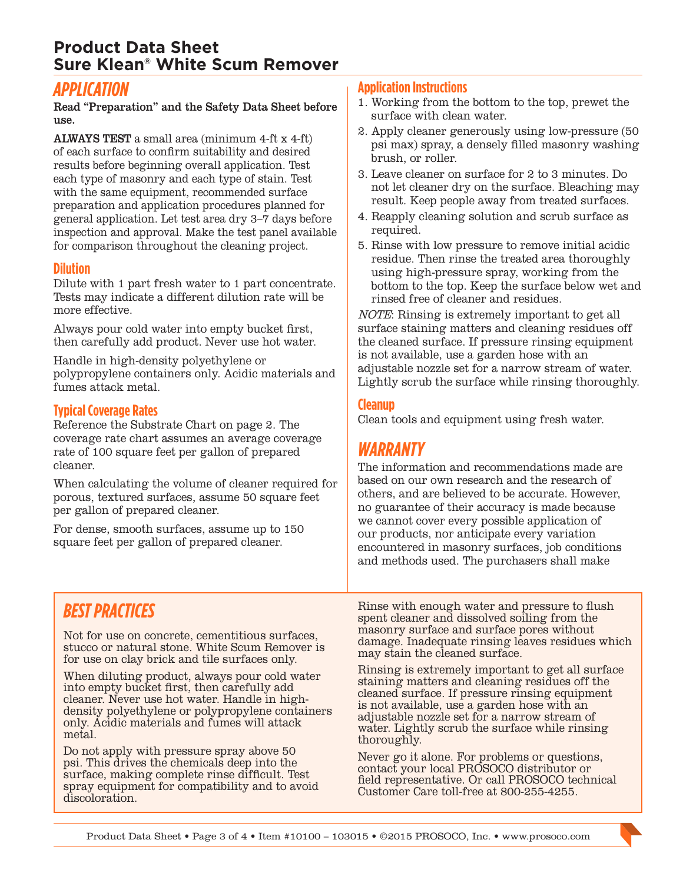# Product Data Sheet
# Sure Klean® White Scum Remover

## APPLICATION

**Read "Preparation" and the Safety Data Sheet before use.**

**ALWAYS TEST** a small area (minimum 4-ft x 4-ft) of each surface to confirm suitability and desired results before beginning overall application. Test each type of masonry and each type of stain. Test with the same equipment, recommended surface preparation and application procedures planned for general application. Let test area dry 3–7 days before inspection and approval. Make the test panel available for comparison throughout the cleaning project.

### Dilution

Dilute with 1 part fresh water to 1 part concentrate. Tests may indicate a different dilution rate will be more effective.

Always pour cold water into empty bucket first, then carefully add product. Never use hot water.

Handle in high-density polyethylene or polypropylene containers only. Acidic materials and fumes attack metal.

### Typical Coverage Rates

Reference the Substrate Chart on page 2. The coverage rate chart assumes an average coverage rate of 100 square feet per gallon of prepared cleaner.

When calculating the volume of cleaner required for porous, textured surfaces, assume 50 square feet per gallon of prepared cleaner.

For dense, smooth surfaces, assume up to 150 square feet per gallon of prepared cleaner.

### Application Instructions

1. Working from the bottom to the top, prewet the surface with clean water.
2. Apply cleaner generously using low-pressure (50 psi max) spray, a densely filled masonry washing brush, or roller.
3. Leave cleaner on surface for 2 to 3 minutes. Do not let cleaner dry on the surface. Bleaching may result. Keep people away from treated surfaces.
4. Reapply cleaning solution and scrub surface as required.
5. Rinse with low pressure to remove initial acidic residue. Then rinse the treated area thoroughly using high-pressure spray, working from the bottom to the top. Keep the surface below wet and rinsed free of cleaner and residues.

*NOTE*: Rinsing is extremely important to get all surface staining matters and cleaning residues off the cleaned surface. If pressure rinsing equipment is not available, use a garden hose with an adjustable nozzle set for a narrow stream of water. Lightly scrub the surface while rinsing thoroughly.

### Cleanup

Clean tools and equipment using fresh water.

## WARRANTY

The information and recommendations made are based on our own research and the research of others, and are believed to be accurate. However, no guarantee of their accuracy is made because we cannot cover every possible application of our products, nor anticipate every variation encountered in masonry surfaces, job conditions and methods used. The purchasers shall make

## BEST PRACTICES

Not for use on concrete, cementitious surfaces, stucco or natural stone. White Scum Remover is for use on clay brick and tile surfaces only.

When diluting product, always pour cold water into empty bucket first, then carefully add cleaner. Never use hot water. Handle in high-density polyethylene or polypropylene containers only. Acidic materials and fumes will attack metal.

Do not apply with pressure spray above 50 psi. This drives the chemicals deep into the surface, making complete rinse difficult. Test spray equipment for compatibility and to avoid discoloration.

Rinse with enough water and pressure to flush spent cleaner and dissolved soiling from the masonry surface and surface pores without damage. Inadequate rinsing leaves residues which may stain the cleaned surface.

Rinsing is extremely important to get all surface staining matters and cleaning residues off the cleaned surface. If pressure rinsing equipment is not available, use a garden hose with an adjustable nozzle set for a narrow stream of water. Lightly scrub the surface while rinsing thoroughly.

Never go it alone. For problems or questions, contact your local PROSOCO distributor or field representative. Or call PROSOCO technical Customer Care toll-free at 800-255-4255.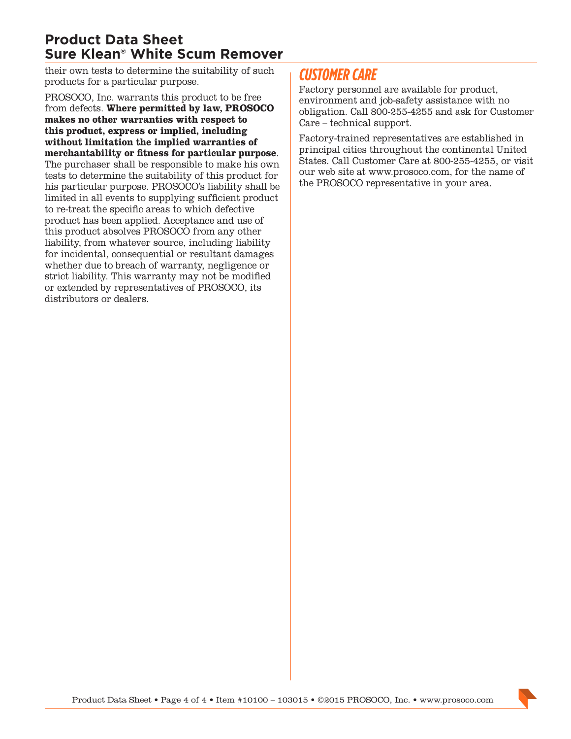their own tests to determine the suitability of such products for a particular purpose.

PROSOCO, Inc. warrants this product to be free from defects. **Where permitted by law, PROSOCO makes no other warranties with respect to this product, express or implied, including without limitation the implied warranties of merchantability or fitness for particular purpose**. The purchaser shall be responsible to make his own tests to determine the suitability of this product for his particular purpose. PROSOCO's liability shall be limited in all events to supplying sufficient product to re-treat the specific areas to which defective product has been applied. Acceptance and use of this product absolves PROSOCO from any other liability, from whatever source, including liability for incidental, consequential or resultant damages whether due to breach of warranty, negligence or strict liability. This warranty may not be modified or extended by representatives of PROSOCO, its distributors or dealers.

## CUSTOMER CARE

Factory personnel are available for product, environment and job-safety assistance with no obligation. Call 800-255-4255 and ask for Customer Care – technical support.

Factory-trained representatives are established in principal cities throughout the continental United States. Call Customer Care at 800-255-4255, or visit our web site at www.prosoco.com, for the name of the PROSOCO representative in your area.